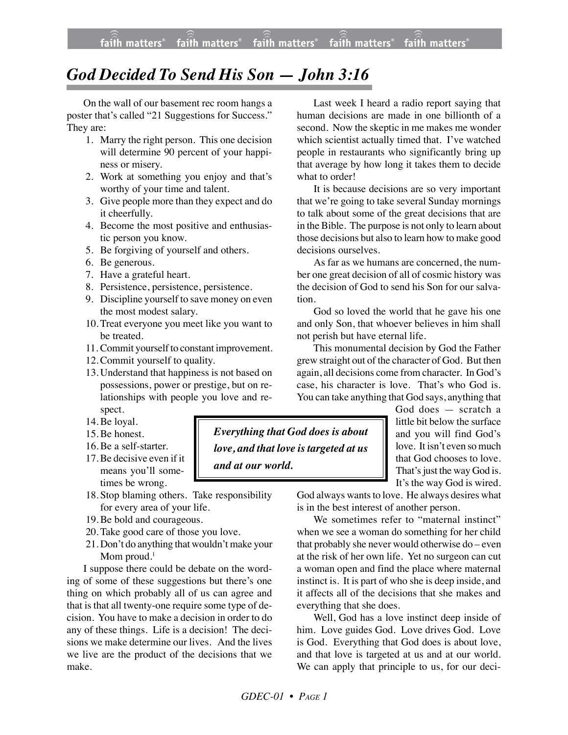# *God Decided To Send His Son — John 3:16*

On the wall of our basement rec room hangs a poster that's called "21 Suggestions for Success." They are:

1. Marry the right person. This one decision will determine 90 percent of your happiness or misery.
2. Work at something you enjoy and that's worthy of your time and talent.
3. Give people more than they expect and do it cheerfully.
4. Become the most positive and enthusiastic person you know.
5. Be forgiving of yourself and others.
6. Be generous.
7. Have a grateful heart.
8. Persistence, persistence, persistence.
9. Discipline yourself to save money on even the most modest salary.
10. Treat everyone you meet like you want to be treated.
11. Commit yourself to constant improvement.
12. Commit yourself to quality.
13. Understand that happiness is not based on possessions, power or prestige, but on relationships with people you love and respect.
14. Be loyal.
15. Be honest.
16. Be a self-starter.
17. Be decisive even if it means you'll sometimes be wrong.
18. Stop blaming others. Take responsibility for every area of your life.
19. Be bold and courageous.
20. Take good care of those you love.
21. Don't do anything that wouldn't make your Mom proud.[1]

I suppose there could be debate on the wording of some of these suggestions but there's one thing on which probably all of us can agree and that is that all twenty-one require some type of decision. You have to make a decision in order to do any of these things. Life is a decision! The decisions we make determine our lives. And the lives we live are the product of the decisions that we make.

Last week I heard a radio report saying that human decisions are made in one billionth of a second. Now the skeptic in me makes me wonder which scientist actually timed that. I've watched people in restaurants who significantly bring up that average by how long it takes them to decide what to order!

It is because decisions are so very important that we're going to take several Sunday mornings to talk about some of the great decisions that are in the Bible. The purpose is not only to learn about those decisions but also to learn how to make good decisions ourselves.

As far as we humans are concerned, the number one great decision of all of cosmic history was the decision of God to send his Son for our salvation.

God so loved the world that he gave his one and only Son, that whoever believes in him shall not perish but have eternal life.

This monumental decision by God the Father grew straight out of the character of God. But then again, all decisions come from character. In God's case, his character is love. That's who God is. You can take anything that God says, anything that God does — scratch a little bit below the surface and you will find God's love. It isn't even so much that God chooses to love. That's just the way God is. It's the way God is wired. God always wants to love. He always desires what is in the best interest of another person.

> ***Everything that God does is about love, and that love is targeted at us and at our world.***

We sometimes refer to "maternal instinct" when we see a woman do something for her child that probably she never would otherwise do – even at the risk of her own life. Yet no surgeon can cut a woman open and find the place where maternal instinct is. It is part of who she is deep inside, and it affects all of the decisions that she makes and everything that she does.

Well, God has a love instinct deep inside of him. Love guides God. Love drives God. Love is God. Everything that God does is about love, and that love is targeted at us and at our world. We can apply that principle to us, for our deci-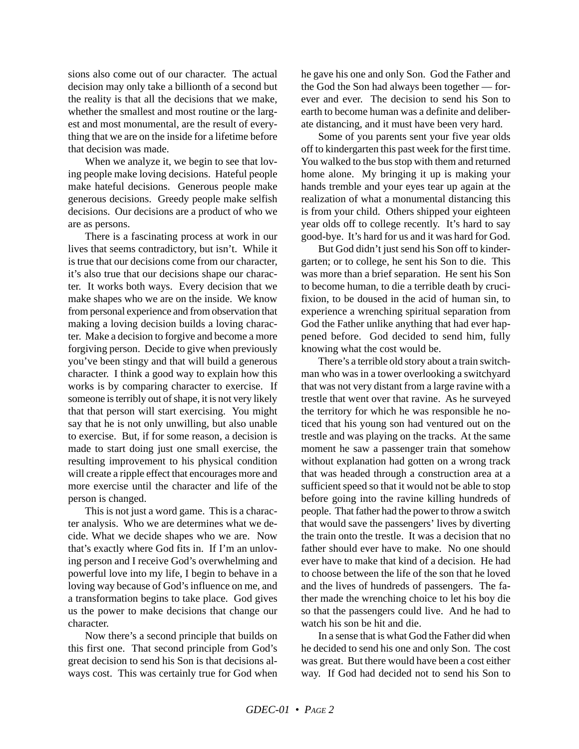sions also come out of our character. The actual decision may only take a billionth of a second but the reality is that all the decisions that we make, whether the smallest and most routine or the largest and most monumental, are the result of everything that we are on the inside for a lifetime before that decision was made.

When we analyze it, we begin to see that loving people make loving decisions. Hateful people make hateful decisions. Generous people make generous decisions. Greedy people make selfish decisions. Our decisions are a product of who we are as persons.

There is a fascinating process at work in our lives that seems contradictory, but isn't. While it is true that our decisions come from our character, it's also true that our decisions shape our character. It works both ways. Every decision that we make shapes who we are on the inside. We know from personal experience and from observation that making a loving decision builds a loving character. Make a decision to forgive and become a more forgiving person. Decide to give when previously you've been stingy and that will build a generous character. I think a good way to explain how this works is by comparing character to exercise. If someone is terribly out of shape, it is not very likely that that person will start exercising. You might say that he is not only unwilling, but also unable to exercise. But, if for some reason, a decision is made to start doing just one small exercise, the resulting improvement to his physical condition will create a ripple effect that encourages more and more exercise until the character and life of the person is changed.

This is not just a word game. This is a character analysis. Who we are determines what we decide. What we decide shapes who we are. Now that's exactly where God fits in. If I'm an unloving person and I receive God's overwhelming and powerful love into my life, I begin to behave in a loving way because of God's influence on me, and a transformation begins to take place. God gives us the power to make decisions that change our character.

Now there's a second principle that builds on this first one. That second principle from God's great decision to send his Son is that decisions always cost. This was certainly true for God when he gave his one and only Son. God the Father and the God the Son had always been together — forever and ever. The decision to send his Son to earth to become human was a definite and deliberate distancing, and it must have been very hard.

Some of you parents sent your five year olds off to kindergarten this past week for the first time. You walked to the bus stop with them and returned home alone. My bringing it up is making your hands tremble and your eyes tear up again at the realization of what a monumental distancing this is from your child. Others shipped your eighteen year olds off to college recently. It's hard to say good-bye. It's hard for us and it was hard for God.

But God didn't just send his Son off to kindergarten; or to college, he sent his Son to die. This was more than a brief separation. He sent his Son to become human, to die a terrible death by crucifixion, to be doused in the acid of human sin, to experience a wrenching spiritual separation from God the Father unlike anything that had ever happened before. God decided to send him, fully knowing what the cost would be.

There's a terrible old story about a train switchman who was in a tower overlooking a switchyard that was not very distant from a large ravine with a trestle that went over that ravine. As he surveyed the territory for which he was responsible he noticed that his young son had ventured out on the trestle and was playing on the tracks. At the same moment he saw a passenger train that somehow without explanation had gotten on a wrong track that was headed through a construction area at a sufficient speed so that it would not be able to stop before going into the ravine killing hundreds of people. That father had the power to throw a switch that would save the passengers' lives by diverting the train onto the trestle. It was a decision that no father should ever have to make. No one should ever have to make that kind of a decision. He had to choose between the life of the son that he loved and the lives of hundreds of passengers. The father made the wrenching choice to let his boy die so that the passengers could live. And he had to watch his son be hit and die.

In a sense that is what God the Father did when he decided to send his one and only Son. The cost was great. But there would have been a cost either way. If God had decided not to send his Son to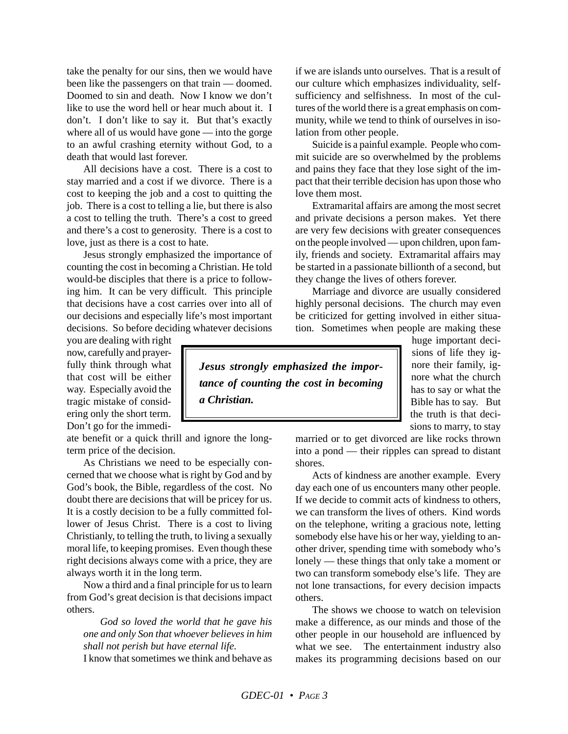take the penalty for our sins, then we would have been like the passengers on that train — doomed. Doomed to sin and death. Now I know we don't like to use the word hell or hear much about it. I don't. I don't like to say it. But that's exactly where all of us would have gone — into the gorge to an awful crashing eternity without God, to a death that would last forever.

All decisions have a cost. There is a cost to stay married and a cost if we divorce. There is a cost to keeping the job and a cost to quitting the job. There is a cost to telling a lie, but there is also a cost to telling the truth. There's a cost to greed and there's a cost to generosity. There is a cost to love, just as there is a cost to hate.

Jesus strongly emphasized the importance of counting the cost in becoming a Christian. He told would-be disciples that there is a price to following him. It can be very difficult. This principle that decisions have a cost carries over into all of our decisions and especially life's most important decisions. So before deciding whatever decisions you are dealing with right now, carefully and prayerfully think through what that cost will be either way. Especially avoid the tragic mistake of considering only the short term. Don't go for the immediate benefit or a quick thrill and ignore the long-term price of the decision.

> ***Jesus strongly emphasized the importance of counting the cost in becoming a Christian.***

As Christians we need to be especially concerned that we choose what is right by God and by God's book, the Bible, regardless of the cost. No doubt there are decisions that will be pricey for us. It is a costly decision to be a fully committed follower of Jesus Christ. There is a cost to living Christianly, to telling the truth, to living a sexually moral life, to keeping promises. Even though these right decisions always come with a price, they are always worth it in the long term.

Now a third and a final principle for us to learn from God's great decision is that decisions impact others.

> *God so loved the world that he gave his one and only Son that whoever believes in him shall not perish but have eternal life.*

I know that sometimes we think and behave as if we are islands unto ourselves. That is a result of our culture which emphasizes individuality, self-sufficiency and selfishness. In most of the cultures of the world there is a great emphasis on community, while we tend to think of ourselves in isolation from other people.

Suicide is a painful example. People who commit suicide are so overwhelmed by the problems and pains they face that they lose sight of the impact that their terrible decision has upon those who love them most.

Extramarital affairs are among the most secret and private decisions a person makes. Yet there are very few decisions with greater consequences on the people involved — upon children, upon family, friends and society. Extramarital affairs may be started in a passionate billionth of a second, but they change the lives of others forever.

Marriage and divorce are usually considered highly personal decisions. The church may even be criticized for getting involved in either situation. Sometimes when people are making these huge important decisions of life they ignore their family, ignore what the church has to say or what the Bible has to say. But the truth is that decisions to marry, to stay married or to get divorced are like rocks thrown into a pond — their ripples can spread to distant shores.

Acts of kindness are another example. Every day each one of us encounters many other people. If we decide to commit acts of kindness to others, we can transform the lives of others. Kind words on the telephone, writing a gracious note, letting somebody else have his or her way, yielding to another driver, spending time with somebody who's lonely — these things that only take a moment or two can transform somebody else's life. They are not lone transactions, for every decision impacts others.

The shows we choose to watch on television make a difference, as our minds and those of the other people in our household are influenced by what we see. The entertainment industry also makes its programming decisions based on our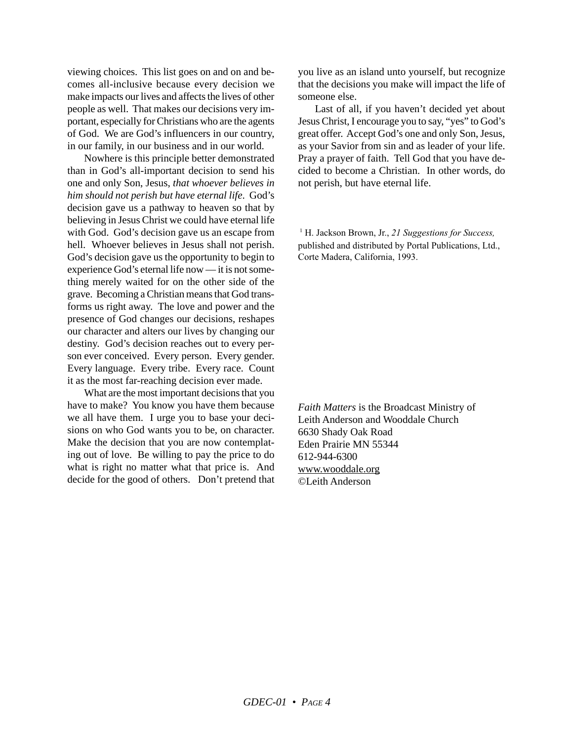viewing choices. This list goes on and on and becomes all-inclusive because every decision we make impacts our lives and affects the lives of other people as well. That makes our decisions very important, especially for Christians who are the agents of God. We are God's influencers in our country, in our family, in our business and in our world.

Nowhere is this principle better demonstrated than in God's all-important decision to send his one and only Son, Jesus, *that whoever believes in him should not perish but have eternal life*. God's decision gave us a pathway to heaven so that by believing in Jesus Christ we could have eternal life with God. God's decision gave us an escape from hell. Whoever believes in Jesus shall not perish. God's decision gave us the opportunity to begin to experience God's eternal life now — it is not something merely waited for on the other side of the grave. Becoming a Christian means that God transforms us right away. The love and power and the presence of God changes our decisions, reshapes our character and alters our lives by changing our destiny. God's decision reaches out to every person ever conceived. Every person. Every gender. Every language. Every tribe. Every race. Count it as the most far-reaching decision ever made.

What are the most important decisions that you have to make? You know you have them because we all have them. I urge you to base your decisions on who God wants you to be, on character. Make the decision that you are now contemplating out of love. Be willing to pay the price to do what is right no matter what that price is. And decide for the good of others. Don't pretend that you live as an island unto yourself, but recognize that the decisions you make will impact the life of someone else.

Last of all, if you haven't decided yet about Jesus Christ, I encourage you to say, "yes" to God's great offer. Accept God's one and only Son, Jesus, as your Savior from sin and as leader of your life. Pray a prayer of faith. Tell God that you have decided to become a Christian. In other words, do not perish, but have eternal life.

[1] H. Jackson Brown, Jr., *21 Suggestions for Success,* published and distributed by Portal Publications, Ltd., Corte Madera, California, 1993.

*Faith Matters* is the Broadcast Ministry of
Leith Anderson and Wooddale Church
6630 Shady Oak Road
Eden Prairie MN 55344
612-944-6300
www.wooddale.org
©Leith Anderson